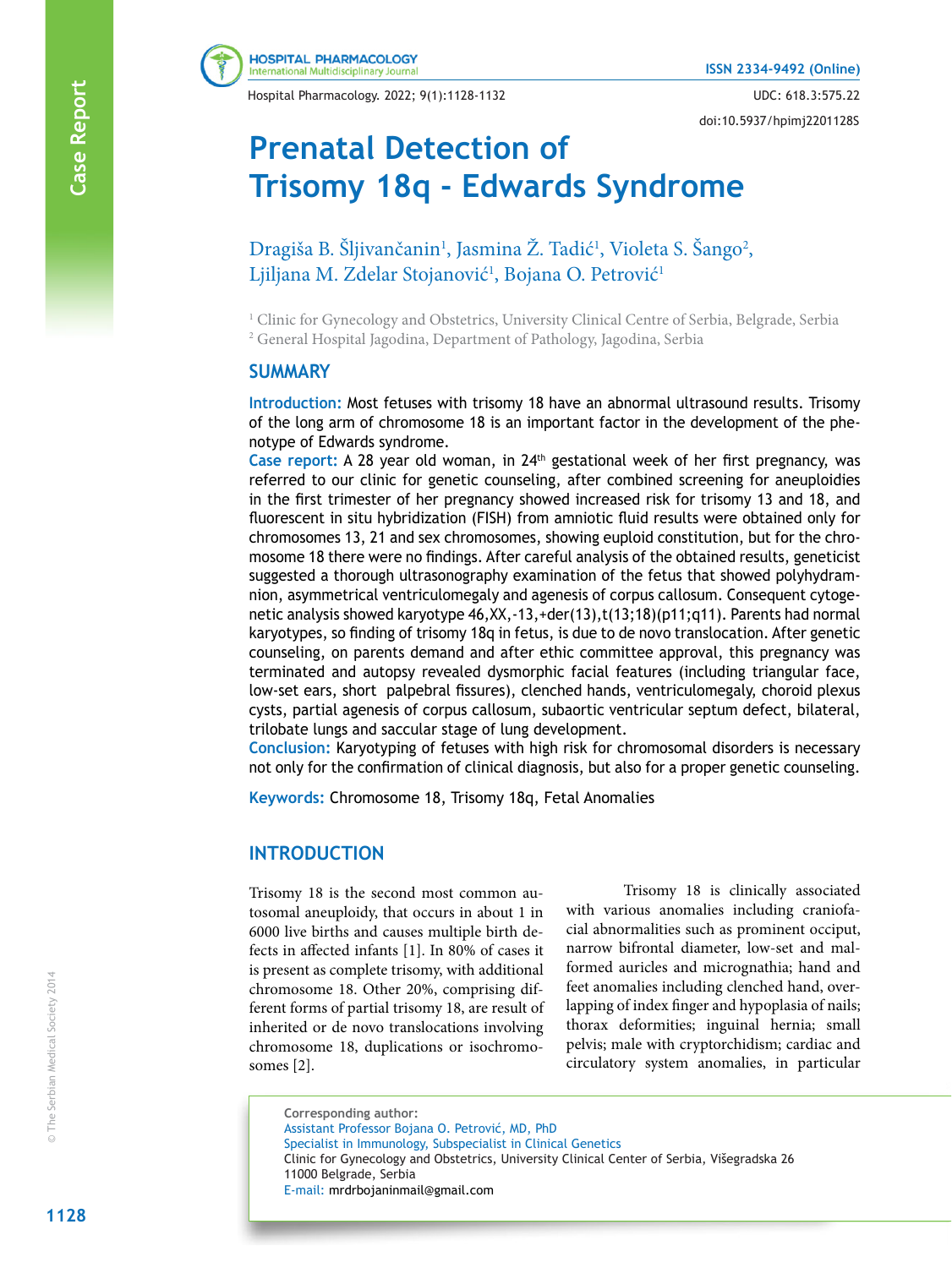# Prenatal Detection of Trisomy 18q - Edwards Syndrome

Dragiša B. Šljivančanin[1], Jasmina Ž. Tadić[1], Violeta S. Šango[2], Ljiljana M. Zdelar Stojanović[1], Bojana O. Petrović[1]

[1] Clinic for Gynecology and Obstetrics, University Clinical Centre of Serbia, Belgrade, Serbia

[2] General Hospital Jagodina, Department of Pathology, Jagodina, Serbia

## SUMMARY

**Introduction:** Most fetuses with trisomy 18 have an abnormal ultrasound results. Trisomy of the long arm of chromosome 18 is an important factor in the development of the phenotype of Edwards syndrome.

**Case report:** A 28 year old woman, in 24th gestational week of her first pregnancy, was referred to our clinic for genetic counseling, after combined screening for aneuploidies in the first trimester of her pregnancy showed increased risk for trisomy 13 and 18, and fluorescent in situ hybridization (FISH) from amniotic fluid results were obtained only for chromosomes 13, 21 and sex chromosomes, showing euploid constitution, but for the chromosome 18 there were no findings. After careful analysis of the obtained results, geneticist suggested a thorough ultrasonography examination of the fetus that showed polyhydramnion, asymmetrical ventriculomegaly and agenesis of corpus callosum. Consequent cytogenetic analysis showed karyotype 46,XX,-13,+der(13),t(13;18)(p11;q11). Parents had normal karyotypes, so finding of trisomy 18q in fetus, is due to de novo translocation. After genetic counseling, on parents demand and after ethic committee approval, this pregnancy was terminated and autopsy revealed dysmorphic facial features (including triangular face, low-set ears, short palpebral fissures), clenched hands, ventriculomegaly, choroid plexus cysts, partial agenesis of corpus callosum, subaortic ventricular septum defect, bilateral, trilobate lungs and saccular stage of lung development.

**Conclusion:** Karyotyping of fetuses with high risk for chromosomal disorders is necessary not only for the confirmation of clinical diagnosis, but also for a proper genetic counseling.

**Keywords:** Chromosome 18, Trisomy 18q, Fetal Anomalies

## INTRODUCTION

Trisomy 18 is the second most common autosomal aneuploidy, that occurs in about 1 in 6000 live births and causes multiple birth defects in affected infants [1]. In 80% of cases it is present as complete trisomy, with additional chromosome 18. Other 20%, comprising different forms of partial trisomy 18, are result of inherited or de novo translocations involving chromosome 18, duplications or isochromosomes [2].

Trisomy 18 is clinically associated with various anomalies including craniofacial abnormalities such as prominent occiput, narrow bifrontal diameter, low-set and malformed auricles and micrognathia; hand and feet anomalies including clenched hand, overlapping of index finger and hypoplasia of nails; thorax deformities; inguinal hernia; small pelvis; male with cryptorchidism; cardiac and circulatory system anomalies, in particular

**Corresponding author:**
Assistant Professor Bojana O. Petrović, MD, PhD
Specialist in Immunology, Subspecialist in Clinical Genetics
Clinic for Gynecology and Obstetrics, University Clinical Center of Serbia, Višegradska 26
11000 Belgrade, Serbia
E-mail: mrdrbojaninmail@gmail.com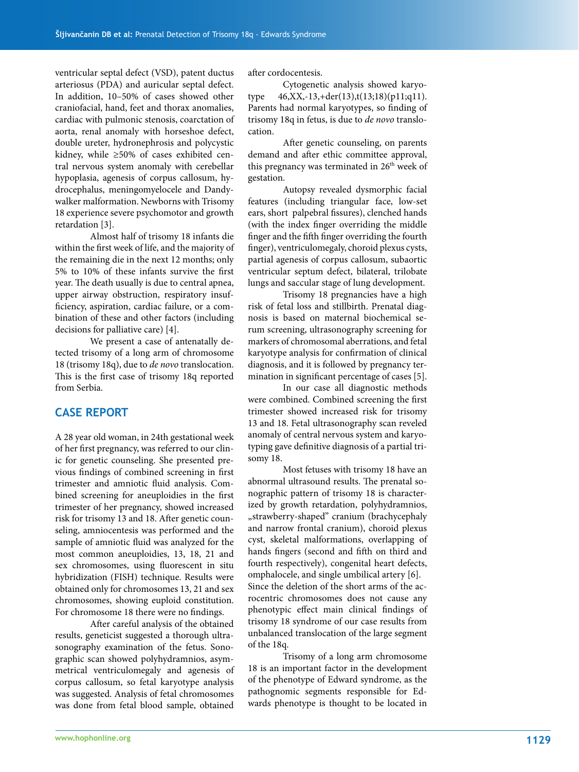ventricular septal defect (VSD), patent ductus arteriosus (PDA) and auricular septal defect. In addition, 10–50% of cases showed other craniofacial, hand, feet and thorax anomalies, cardiac with pulmonic stenosis, coarctation of aorta, renal anomaly with horseshoe defect, double ureter, hydronephrosis and polycystic kidney, while ≥50% of cases exhibited central nervous system anomaly with cerebellar hypoplasia, agenesis of corpus callosum, hydrocephalus, meningomyelocele and Dandy-walker malformation. Newborns with Trisomy 18 experience severe psychomotor and growth retardation [3].

Almost half of trisomy 18 infants die within the first week of life, and the majority of the remaining die in the next 12 months; only 5% to 10% of these infants survive the first year. The death usually is due to central apnea, upper airway obstruction, respiratory insufficiency, aspiration, cardiac failure, or a combination of these and other factors (including decisions for palliative care) [4].

We present a case of antenatally detected trisomy of a long arm of chromosome 18 (trisomy 18q), due to *de novo* translocation. This is the first case of trisomy 18q reported from Serbia.

## CASE REPORT

A 28 year old woman, in 24th gestational week of her first pregnancy, was referred to our clinic for genetic counseling. She presented previous findings of combined screening in first trimester and amniotic fluid analysis. Combined screening for aneuploidies in the first trimester of her pregnancy, showed increased risk for trisomy 13 and 18. After genetic counseling, amniocentesis was performed and the sample of amniotic fluid was analyzed for the most common aneuploidies, 13, 18, 21 and sex chromosomes, using fluorescent in situ hybridization (FISH) technique. Results were obtained only for chromosomes 13, 21 and sex chromosomes, showing euploid constitution. For chromosome 18 there were no findings.

After careful analysis of the obtained results, geneticist suggested a thorough ultrasonography examination of the fetus. Sonographic scan showed polyhydramnios, asymmetrical ventriculomegaly and agenesis of corpus callosum, so fetal karyotype analysis was suggested. Analysis of fetal chromosomes was done from fetal blood sample, obtained after cordocentesis.

Cytogenetic analysis showed karyotype 46,XX,-13,+der(13),t(13;18)(p11;q11). Parents had normal karyotypes, so finding of trisomy 18q in fetus, is due to *de novo* translocation.

After genetic counseling, on parents demand and after ethic committee approval, this pregnancy was terminated in 26$^{th}$ week of gestation.

Autopsy revealed dysmorphic facial features (including triangular face, low-set ears, short palpebral fissures), clenched hands (with the index finger overriding the middle finger and the fifth finger overriding the fourth finger), ventriculomegaly, choroid plexus cysts, partial agenesis of corpus callosum, subaortic ventricular septum defect, bilateral, trilobate lungs and saccular stage of lung development.

Trisomy 18 pregnancies have a high risk of fetal loss and stillbirth. Prenatal diagnosis is based on maternal biochemical serum screening, ultrasonography screening for markers of chromosomal aberrations, and fetal karyotype analysis for confirmation of clinical diagnosis, and it is followed by pregnancy termination in significant percentage of cases [5].

In our case all diagnostic methods were combined. Combined screening the first trimester showed increased risk for trisomy 13 and 18. Fetal ultrasonography scan reveled anomaly of central nervous system and karyotyping gave definitive diagnosis of a partial trisomy 18.

Most fetuses with trisomy 18 have an abnormal ultrasound results. The prenatal sonographic pattern of trisomy 18 is characterized by growth retardation, polyhydramnios, „strawberry-shaped" cranium (brachycephaly and narrow frontal cranium), choroid plexus cyst, skeletal malformations, overlapping of hands fingers (second and fifth on third and fourth respectively), congenital heart defects, omphalocele, and single umbilical artery [6]. Since the deletion of the short arms of the acrocentric chromosomes does not cause any phenotypic effect main clinical findings of trisomy 18 syndrome of our case results from unbalanced translocation of the large segment of the 18q.

Trisomy of a long arm chromosome 18 is an important factor in the development of the phenotype of Edward syndrome, as the pathognomic segments responsible for Edwards phenotype is thought to be located in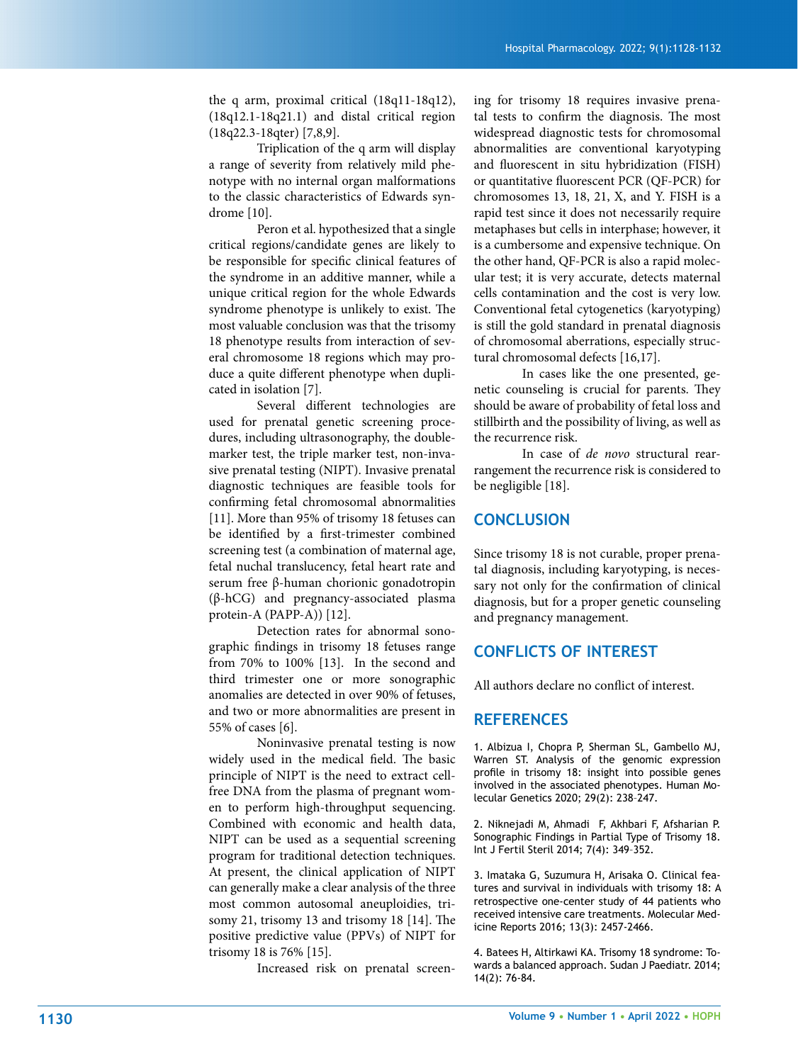the q arm, proximal critical (18q11-18q12), (18q12.1-18q21.1) and distal critical region (18q22.3-18qter) [7,8,9].

Triplication of the q arm will display a range of severity from relatively mild phenotype with no internal organ malformations to the classic characteristics of Edwards syndrome [10].

Peron et al. hypothesized that a single critical regions/candidate genes are likely to be responsible for specific clinical features of the syndrome in an additive manner, while a unique critical region for the whole Edwards syndrome phenotype is unlikely to exist. The most valuable conclusion was that the trisomy 18 phenotype results from interaction of several chromosome 18 regions which may produce a quite different phenotype when duplicated in isolation [7].

Several different technologies are used for prenatal genetic screening procedures, including ultrasonography, the double-marker test, the triple marker test, non-invasive prenatal testing (NIPT). Invasive prenatal diagnostic techniques are feasible tools for confirming fetal chromosomal abnormalities [11]. More than 95% of trisomy 18 fetuses can be identified by a first-trimester combined screening test (a combination of maternal age, fetal nuchal translucency, fetal heart rate and serum free β-human chorionic gonadotropin (β-hCG) and pregnancy-associated plasma protein-A (PAPP-A)) [12].

Detection rates for abnormal sonographic findings in trisomy 18 fetuses range from 70% to 100% [13]. In the second and third trimester one or more sonographic anomalies are detected in over 90% of fetuses, and two or more abnormalities are present in 55% of cases [6].

Noninvasive prenatal testing is now widely used in the medical field. The basic principle of NIPT is the need to extract cell-free DNA from the plasma of pregnant women to perform high-throughput sequencing. Combined with economic and health data, NIPT can be used as a sequential screening program for traditional detection techniques. At present, the clinical application of NIPT can generally make a clear analysis of the three most common autosomal aneuploidies, trisomy 21, trisomy 13 and trisomy 18 [14]. The positive predictive value (PPVs) of NIPT for trisomy 18 is 76% [15].

Increased risk on prenatal screening for trisomy 18 requires invasive prenatal tests to confirm the diagnosis. The most widespread diagnostic tests for chromosomal abnormalities are conventional karyotyping and fluorescent in situ hybridization (FISH) or quantitative fluorescent PCR (QF-PCR) for chromosomes 13, 18, 21, X, and Y. FISH is a rapid test since it does not necessarily require metaphases but cells in interphase; however, it is a cumbersome and expensive technique. On the other hand, QF-PCR is also a rapid molecular test; it is very accurate, detects maternal cells contamination and the cost is very low. Conventional fetal cytogenetics (karyotyping) is still the gold standard in prenatal diagnosis of chromosomal aberrations, especially structural chromosomal defects [16,17].

In cases like the one presented, genetic counseling is crucial for parents. They should be aware of probability of fetal loss and stillbirth and the possibility of living, as well as the recurrence risk.

In case of *de novo* structural rearrangement the recurrence risk is considered to be negligible [18].

## CONCLUSION

Since trisomy 18 is not curable, proper prenatal diagnosis, including karyotyping, is necessary not only for the confirmation of clinical diagnosis, but for a proper genetic counseling and pregnancy management.

## CONFLICTS OF INTEREST

All authors declare no conflict of interest.

## REFERENCES

1. Albizua I, Chopra P, Sherman SL, Gambello MJ, Warren ST. Analysis of the genomic expression profile in trisomy 18: insight into possible genes involved in the associated phenotypes. Human Molecular Genetics 2020; 29(2): 238–247.

2. Niknejadi M, Ahmadi F, Akhbari F, Afsharian P. Sonographic Findings in Partial Type of Trisomy 18. Int J Fertil Steril 2014; 7(4): 349–352.

3. Imataka G, Suzumura H, Arisaka O. Clinical features and survival in individuals with trisomy 18: A retrospective one-center study of 44 patients who received intensive care treatments. Molecular Medicine Reports 2016; 13(3): 2457-2466.

4. Batees H, Altirkawi KA. Trisomy 18 syndrome: Towards a balanced approach. Sudan J Paediatr. 2014; 14(2): 76-84.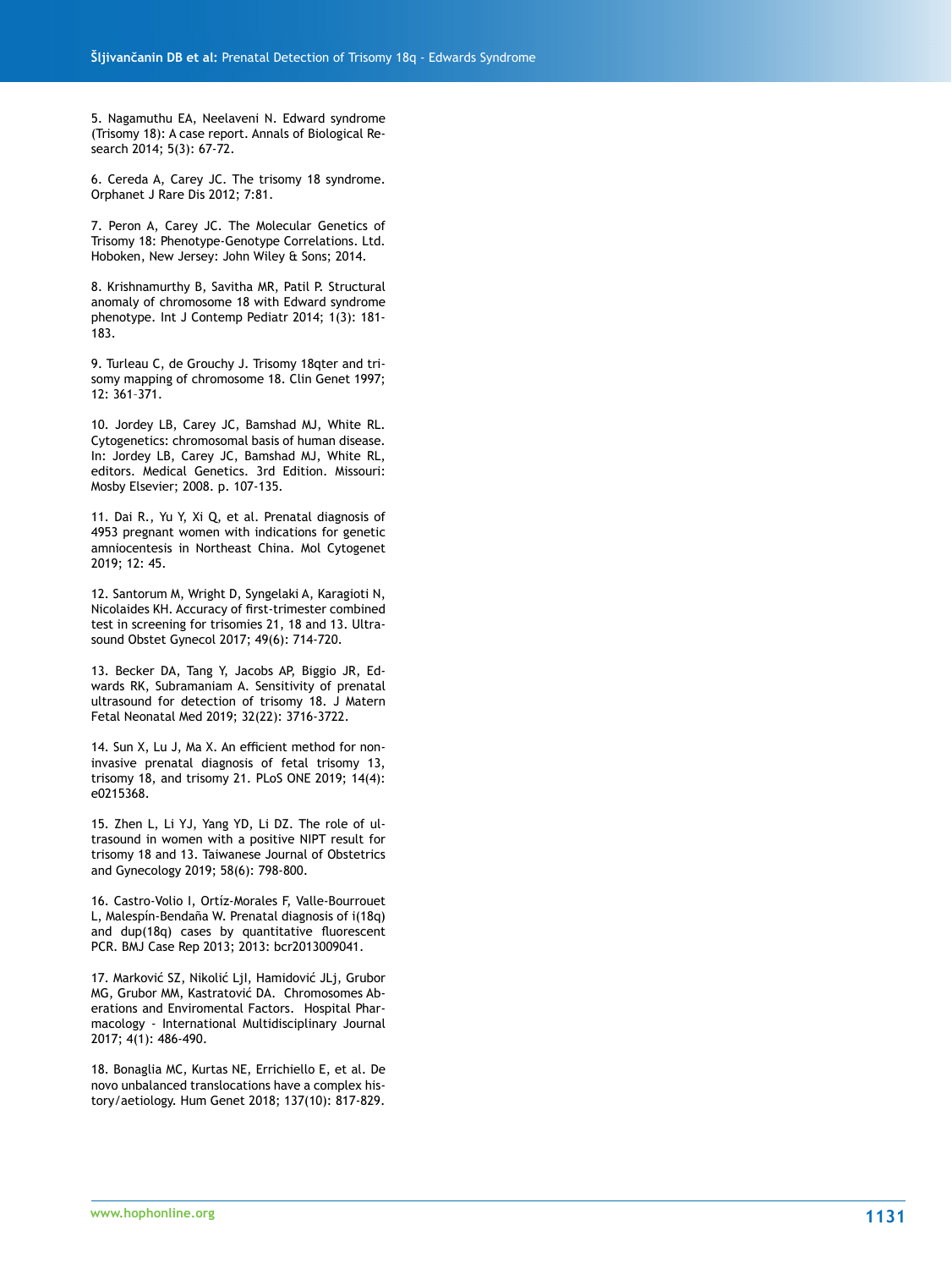5. Nagamuthu EA, Neelaveni N. Edward syndrome (Trisomy 18): A case report. Annals of Biological Research 2014; 5(3): 67-72.

6. Cereda A, Carey JC. The trisomy 18 syndrome. Orphanet J Rare Dis 2012; 7:81.

7. Peron A, Carey JC. The Molecular Genetics of Trisomy 18: Phenotype-Genotype Correlations. Ltd. Hoboken, New Jersey: John Wiley & Sons; 2014.

8. Krishnamurthy B, Savitha MR, Patil P. Structural anomaly of chromosome 18 with Edward syndrome phenotype. Int J Contemp Pediatr 2014; 1(3): 181-183.

9. Turleau C, de Grouchy J. Trisomy 18qter and trisomy mapping of chromosome 18. Clin Genet 1997; 12: 361–371.

10. Jordey LB, Carey JC, Bamshad MJ, White RL. Cytogenetics: chromosomal basis of human disease. In: Jordey LB, Carey JC, Bamshad MJ, White RL, editors. Medical Genetics. 3rd Edition. Missouri: Mosby Elsevier; 2008. p. 107-135.

11. Dai R., Yu Y, Xi Q, et al. Prenatal diagnosis of 4953 pregnant women with indications for genetic amniocentesis in Northeast China. Mol Cytogenet 2019; 12: 45.

12. Santorum M, Wright D, Syngelaki A, Karagioti N, Nicolaides KH. Accuracy of first-trimester combined test in screening for trisomies 21, 18 and 13. Ultrasound Obstet Gynecol 2017; 49(6): 714-720.

13. Becker DA, Tang Y, Jacobs AP, Biggio JR, Edwards RK, Subramaniam A. Sensitivity of prenatal ultrasound for detection of trisomy 18. J Matern Fetal Neonatal Med 2019; 32(22): 3716-3722.

14. Sun X, Lu J, Ma X. An efficient method for noninvasive prenatal diagnosis of fetal trisomy 13, trisomy 18, and trisomy 21. PLoS ONE 2019; 14(4): e0215368.

15. Zhen L, Li YJ, Yang YD, Li DZ. The role of ultrasound in women with a positive NIPT result for trisomy 18 and 13. Taiwanese Journal of Obstetrics and Gynecology 2019; 58(6): 798-800.

16. Castro-Volio I, Ortíz-Morales F, Valle-Bourrouet L, Malespín-Bendaña W. Prenatal diagnosis of i(18q) and dup(18q) cases by quantitative fluorescent PCR. BMJ Case Rep 2013; 2013: bcr2013009041.

17. Marković SZ, Nikolić LjI, Hamidović JLj, Grubor MG, Grubor MM, Kastratović DA. Chromosomes Aberations and Enviromental Factors. Hospital Pharmacology - International Multidisciplinary Journal 2017; 4(1): 486-490.

18. Bonaglia MC, Kurtas NE, Errichiello E, et al. De novo unbalanced translocations have a complex history/aetiology. Hum Genet 2018; 137(10): 817-829.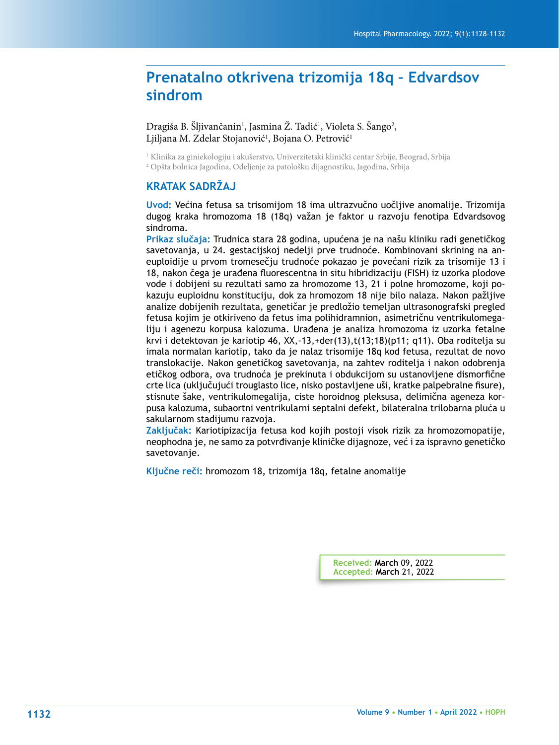# Prenatalno otkrivena trizomija 18q – Edvardsov sindrom

Dragiša B. Šljivančanin[1], Jasmina Ž. Tadić[1], Violeta S. Šango[2], Ljiljana M. Zdelar Stojanović[1], Bojana O. Petrović[1]

[1] Klinika za giniekologiju i akušerstvo, Univerzitetski klinički centar Srbije, Beograd, Srbija
[2] Opšta bolnica Jagodina, Odeljenje za patološku dijagnostiku, Jagodina, Srbija

## KRATAK SADRŽAJ

**Uvod:** Većina fetusa sa trisomijom 18 ima ultrazvučno uočljive anomalije. Trizomija dugog kraka hromozoma 18 (18q) važan je faktor u razvoju fenotipa Edvardsovog sindroma.

**Prikaz slučaja:** Trudnica stara 28 godina, upućena je na našu kliniku radi genetičkog savetovanja, u 24. gestacijskoj nedelji prve trudnoće. Kombinovani skrining na aneuploidije u prvom tromesečju trudnoće pokazao je povećani rizik za trisomije 13 i 18, nakon čega je urađena fluorescentna in situ hibridizaciju (FISH) iz uzorka plodove vode i dobijeni su rezultati samo za hromozome 13, 21 i polne hromozome, koji pokazuju euploidnu konstituciju, dok za hromozom 18 nije bilo nalaza. Nakon pažljive analize dobijenih rezultata, genetičar je predložio temeljan ultrasonografski pregled fetusa kojim je otkiriveno da fetus ima polihidramnion, asimetričnu ventrikulomegaliju i agenezu korpusa kalozuma. Urađena je analiza hromozoma iz uzorka fetalne krvi i detektovan je kariotip 46, XX,-13,+der(13),t(13;18)(p11; q11). Oba roditelja su imala normalan kariotip, tako da je nalaz trisomije 18q kod fetusa, rezultat de novo translokacije. Nakon genetičkog savetovanja, na zahtev roditelja i nakon odobrenja etičkog odbora, ova trudnoća je prekinuta i obdukcijom su ustanovljene dismorfične crte lica (uključujući trouglasto lice, nisko postavljene uši, kratke palpebralne fisure), stisnute šake, ventrikulomegalija, ciste horoidnog pleksusa, delimična ageneza korpusa kalozuma, subaortni ventrikularni septalni defekt, bilateralna trilobarna pluća u sakularnom stadijumu razvoja.

**Zaključak:** Kariotipizacija fetusa kod kojih postoji visok rizik za hromozomopatije, neophodna je, ne samo za potvrđivanje kliničke dijagnoze, već i za ispravno genetičko savetovanje.

**Ključne reči:** hromozom 18, trizomija 18q, fetalne anomalije

**Received:** March 09, 2022
**Accepted:** March 21, 2022